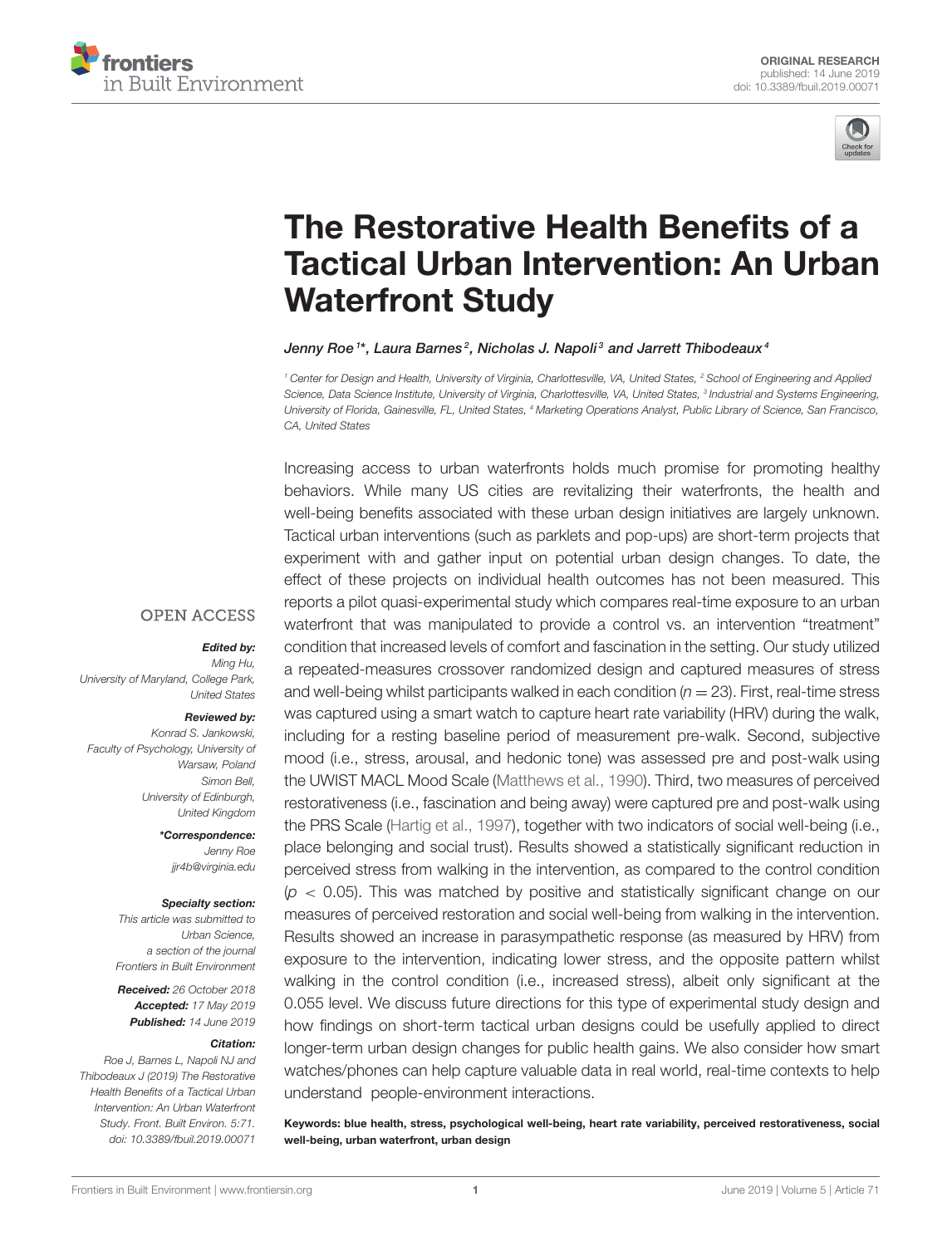ORIGINAL RESEARCH
published: 14 June 2019
doi: 10.3389/fbuil.2019.00071

# The Restorative Health Benefits of a Tactical Urban Intervention: An Urban Waterfront Study

*Jenny Roe[1]\*, Laura Barnes[2], Nicholas J. Napoli[3] and Jarrett Thibodeaux[4]*

[1] Center for Design and Health, University of Virginia, Charlottesville, VA, United States, [2] School of Engineering and Applied Science, Data Science Institute, University of Virginia, Charlottesville, VA, United States, [3] Industrial and Systems Engineering, University of Florida, Gainesville, FL, United States, [4] Marketing Operations Analyst, Public Library of Science, San Francisco, CA, United States

Increasing access to urban waterfronts holds much promise for promoting healthy behaviors. While many US cities are revitalizing their waterfronts, the health and well-being benefits associated with these urban design initiatives are largely unknown. Tactical urban interventions (such as parklets and pop-ups) are short-term projects that experiment with and gather input on potential urban design changes. To date, the effect of these projects on individual health outcomes has not been measured. This reports a pilot quasi-experimental study which compares real-time exposure to an urban waterfront that was manipulated to provide a control vs. an intervention "treatment" condition that increased levels of comfort and fascination in the setting. Our study utilized a repeated-measures crossover randomized design and captured measures of stress and well-being whilst participants walked in each condition ($n = 23$). First, real-time stress was captured using a smart watch to capture heart rate variability (HRV) during the walk, including for a resting baseline period of measurement pre-walk. Second, subjective mood (i.e., stress, arousal, and hedonic tone) was assessed pre and post-walk using the UWIST MACL Mood Scale (Matthews et al., 1990). Third, two measures of perceived restorativeness (i.e., fascination and being away) were captured pre and post-walk using the PRS Scale (Hartig et al., 1997), together with two indicators of social well-being (i.e., place belonging and social trust). Results showed a statistically significant reduction in perceived stress from walking in the intervention, as compared to the control condition ($p < 0.05$). This was matched by positive and statistically significant change on our measures of perceived restoration and social well-being from walking in the intervention. Results showed an increase in parasympathetic response (as measured by HRV) from exposure to the intervention, indicating lower stress, and the opposite pattern whilst walking in the control condition (i.e., increased stress), albeit only significant at the 0.055 level. We discuss future directions for this type of experimental study design and how findings on short-term tactical urban designs could be usefully applied to direct longer-term urban design changes for public health gains. We also consider how smart watches/phones can help capture valuable data in real world, real-time contexts to help understand people-environment interactions.

**Keywords: blue health, stress, psychological well-being, heart rate variability, perceived restorativeness, social well-being, urban waterfront, urban design**

OPEN ACCESS

***Edited by:***
*Ming Hu,*
*University of Maryland, College Park, United States*

***Reviewed by:***
*Konrad S. Jankowski,*
*Faculty of Psychology, University of Warsaw, Poland*
*Simon Bell,*
*University of Edinburgh, United Kingdom*

***\*Correspondence:***
*Jenny Roe*
*jjr4b@virginia.edu*

***Specialty section:***
*This article was submitted to Urban Science, a section of the journal Frontiers in Built Environment*

***Received:*** *26 October 2018*
***Accepted:*** *17 May 2019*
***Published:*** *14 June 2019*

***Citation:***
*Roe J, Barnes L, Napoli NJ and Thibodeaux J (2019) The Restorative Health Benefits of a Tactical Urban Intervention: An Urban Waterfront Study. Front. Built Environ. 5:71. doi: 10.3389/fbuil.2019.00071*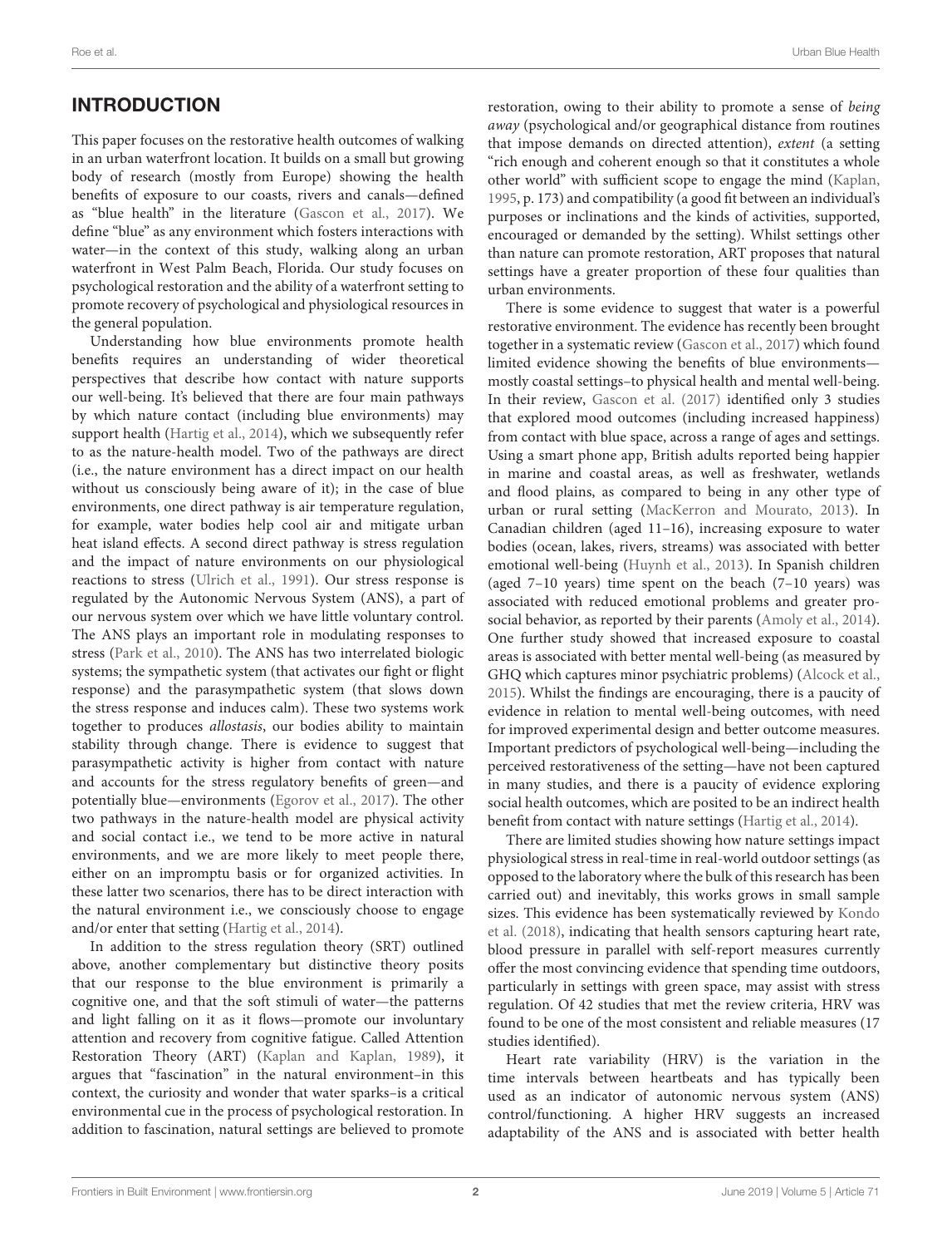## INTRODUCTION

This paper focuses on the restorative health outcomes of walking in an urban waterfront location. It builds on a small but growing body of research (mostly from Europe) showing the health benefits of exposure to our coasts, rivers and canals—defined as "blue health" in the literature (Gascon et al., 2017). We define "blue" as any environment which fosters interactions with water—in the context of this study, walking along an urban waterfront in West Palm Beach, Florida. Our study focuses on psychological restoration and the ability of a waterfront setting to promote recovery of psychological and physiological resources in the general population.

Understanding how blue environments promote health benefits requires an understanding of wider theoretical perspectives that describe how contact with nature supports our well-being. It's believed that there are four main pathways by which nature contact (including blue environments) may support health (Hartig et al., 2014), which we subsequently refer to as the nature-health model. Two of the pathways are direct (i.e., the nature environment has a direct impact on our health without us consciously being aware of it); in the case of blue environments, one direct pathway is air temperature regulation, for example, water bodies help cool air and mitigate urban heat island effects. A second direct pathway is stress regulation and the impact of nature environments on our physiological reactions to stress (Ulrich et al., 1991). Our stress response is regulated by the Autonomic Nervous System (ANS), a part of our nervous system over which we have little voluntary control. The ANS plays an important role in modulating responses to stress (Park et al., 2010). The ANS has two interrelated biologic systems; the sympathetic system (that activates our fight or flight response) and the parasympathetic system (that slows down the stress response and induces calm). These two systems work together to produces *allostasis*, our bodies ability to maintain stability through change. There is evidence to suggest that parasympathetic activity is higher from contact with nature and accounts for the stress regulatory benefits of green—and potentially blue—environments (Egorov et al., 2017). The other two pathways in the nature-health model are physical activity and social contact i.e., we tend to be more active in natural environments, and we are more likely to meet people there, either on an impromptu basis or for organized activities. In these latter two scenarios, there has to be direct interaction with the natural environment i.e., we consciously choose to engage and/or enter that setting (Hartig et al., 2014).

In addition to the stress regulation theory (SRT) outlined above, another complementary but distinctive theory posits that our response to the blue environment is primarily a cognitive one, and that the soft stimuli of water—the patterns and light falling on it as it flows—promote our involuntary attention and recovery from cognitive fatigue. Called Attention Restoration Theory (ART) (Kaplan and Kaplan, 1989), it argues that "fascination" in the natural environment–in this context, the curiosity and wonder that water sparks–is a critical environmental cue in the process of psychological restoration. In addition to fascination, natural settings are believed to promote restoration, owing to their ability to promote a sense of *being away* (psychological and/or geographical distance from routines that impose demands on directed attention), *extent* (a setting "rich enough and coherent enough so that it constitutes a whole other world" with sufficient scope to engage the mind (Kaplan, 1995, p. 173) and compatibility (a good fit between an individual's purposes or inclinations and the kinds of activities, supported, encouraged or demanded by the setting). Whilst settings other than nature can promote restoration, ART proposes that natural settings have a greater proportion of these four qualities than urban environments.

There is some evidence to suggest that water is a powerful restorative environment. The evidence has recently been brought together in a systematic review (Gascon et al., 2017) which found limited evidence showing the benefits of blue environments—mostly coastal settings–to physical health and mental well-being. In their review, Gascon et al. (2017) identified only 3 studies that explored mood outcomes (including increased happiness) from contact with blue space, across a range of ages and settings. Using a smart phone app, British adults reported being happier in marine and coastal areas, as well as freshwater, wetlands and flood plains, as compared to being in any other type of urban or rural setting (MacKerron and Mourato, 2013). In Canadian children (aged 11–16), increasing exposure to water bodies (ocean, lakes, rivers, streams) was associated with better emotional well-being (Huynh et al., 2013). In Spanish children (aged 7–10 years) time spent on the beach (7–10 years) was associated with reduced emotional problems and greater pro-social behavior, as reported by their parents (Amoly et al., 2014). One further study showed that increased exposure to coastal areas is associated with better mental well-being (as measured by GHQ which captures minor psychiatric problems) (Alcock et al., 2015). Whilst the findings are encouraging, there is a paucity of evidence in relation to mental well-being outcomes, with need for improved experimental design and better outcome measures. Important predictors of psychological well-being—including the perceived restorativeness of the setting—have not been captured in many studies, and there is a paucity of evidence exploring social health outcomes, which are posited to be an indirect health benefit from contact with nature settings (Hartig et al., 2014).

There are limited studies showing how nature settings impact physiological stress in real-time in real-world outdoor settings (as opposed to the laboratory where the bulk of this research has been carried out) and inevitably, this works grows in small sample sizes. This evidence has been systematically reviewed by Kondo et al. (2018), indicating that health sensors capturing heart rate, blood pressure in parallel with self-report measures currently offer the most convincing evidence that spending time outdoors, particularly in settings with green space, may assist with stress regulation. Of 42 studies that met the review criteria, HRV was found to be one of the most consistent and reliable measures (17 studies identified).

Heart rate variability (HRV) is the variation in the time intervals between heartbeats and has typically been used as an indicator of autonomic nervous system (ANS) control/functioning. A higher HRV suggests an increased adaptability of the ANS and is associated with better health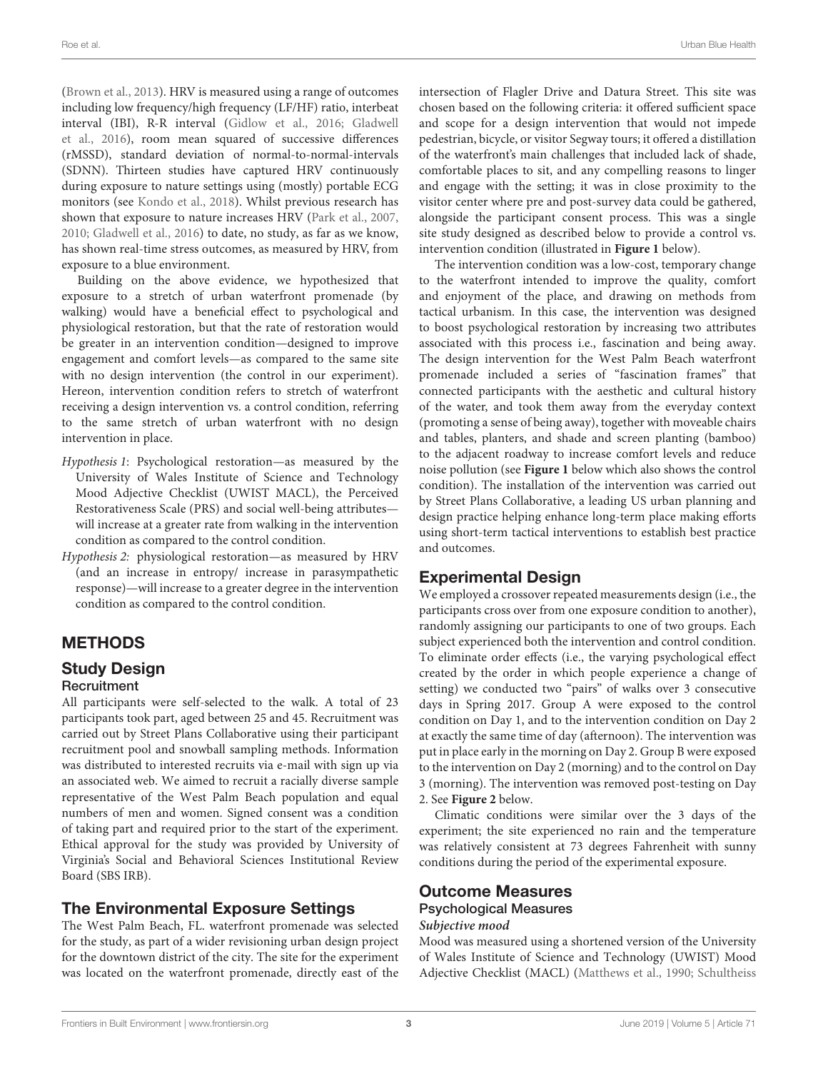(Brown et al., 2013). HRV is measured using a range of outcomes including low frequency/high frequency (LF/HF) ratio, interbeat interval (IBI), R-R interval (Gidlow et al., 2016; Gladwell et al., 2016), room mean squared of successive differences (rMSSD), standard deviation of normal-to-normal-intervals (SDNN). Thirteen studies have captured HRV continuously during exposure to nature settings using (mostly) portable ECG monitors (see Kondo et al., 2018). Whilst previous research has shown that exposure to nature increases HRV (Park et al., 2007, 2010; Gladwell et al., 2016) to date, no study, as far as we know, has shown real-time stress outcomes, as measured by HRV, from exposure to a blue environment.

Building on the above evidence, we hypothesized that exposure to a stretch of urban waterfront promenade (by walking) would have a beneficial effect to psychological and physiological restoration, but that the rate of restoration would be greater in an intervention condition—designed to improve engagement and comfort levels—as compared to the same site with no design intervention (the control in our experiment). Hereon, intervention condition refers to stretch of waterfront receiving a design intervention vs. a control condition, referring to the same stretch of urban waterfront with no design intervention in place.

*Hypothesis 1*: Psychological restoration—as measured by the University of Wales Institute of Science and Technology Mood Adjective Checklist (UWIST MACL), the Perceived Restorativeness Scale (PRS) and social well-being attributes—will increase at a greater rate from walking in the intervention condition as compared to the control condition.

*Hypothesis 2:* physiological restoration—as measured by HRV (and an increase in entropy/ increase in parasympathetic response)—will increase to a greater degree in the intervention condition as compared to the control condition.

# METHODS

## Study Design

### Recruitment

All participants were self-selected to the walk. A total of 23 participants took part, aged between 25 and 45. Recruitment was carried out by Street Plans Collaborative using their participant recruitment pool and snowball sampling methods. Information was distributed to interested recruits via e-mail with sign up via an associated web. We aimed to recruit a racially diverse sample representative of the West Palm Beach population and equal numbers of men and women. Signed consent was a condition of taking part and required prior to the start of the experiment. Ethical approval for the study was provided by University of Virginia's Social and Behavioral Sciences Institutional Review Board (SBS IRB).

## The Environmental Exposure Settings

The West Palm Beach, FL. waterfront promenade was selected for the study, as part of a wider revisioning urban design project for the downtown district of the city. The site for the experiment was located on the waterfront promenade, directly east of the intersection of Flagler Drive and Datura Street. This site was chosen based on the following criteria: it offered sufficient space and scope for a design intervention that would not impede pedestrian, bicycle, or visitor Segway tours; it offered a distillation of the waterfront's main challenges that included lack of shade, comfortable places to sit, and any compelling reasons to linger and engage with the setting; it was in close proximity to the visitor center where pre and post-survey data could be gathered, alongside the participant consent process. This was a single site study designed as described below to provide a control vs. intervention condition (illustrated in **Figure 1** below).

The intervention condition was a low-cost, temporary change to the waterfront intended to improve the quality, comfort and enjoyment of the place, and drawing on methods from tactical urbanism. In this case, the intervention was designed to boost psychological restoration by increasing two attributes associated with this process i.e., fascination and being away. The design intervention for the West Palm Beach waterfront promenade included a series of "fascination frames" that connected participants with the aesthetic and cultural history of the water, and took them away from the everyday context (promoting a sense of being away), together with moveable chairs and tables, planters, and shade and screen planting (bamboo) to the adjacent roadway to increase comfort levels and reduce noise pollution (see **Figure 1** below which also shows the control condition). The installation of the intervention was carried out by Street Plans Collaborative, a leading US urban planning and design practice helping enhance long-term place making efforts using short-term tactical interventions to establish best practice and outcomes.

## Experimental Design

We employed a crossover repeated measurements design (i.e., the participants cross over from one exposure condition to another), randomly assigning our participants to one of two groups. Each subject experienced both the intervention and control condition. To eliminate order effects (i.e., the varying psychological effect created by the order in which people experience a change of setting) we conducted two "pairs" of walks over 3 consecutive days in Spring 2017. Group A were exposed to the control condition on Day 1, and to the intervention condition on Day 2 at exactly the same time of day (afternoon). The intervention was put in place early in the morning on Day 2. Group B were exposed to the intervention on Day 2 (morning) and to the control on Day 3 (morning). The intervention was removed post-testing on Day 2. See **Figure 2** below.

Climatic conditions were similar over the 3 days of the experiment; the site experienced no rain and the temperature was relatively consistent at 73 degrees Fahrenheit with sunny conditions during the period of the experimental exposure.

## Outcome Measures

### Psychological Measures

#### *Subjective mood*

Mood was measured using a shortened version of the University of Wales Institute of Science and Technology (UWIST) Mood Adjective Checklist (MACL) (Matthews et al., 1990; Schultheiss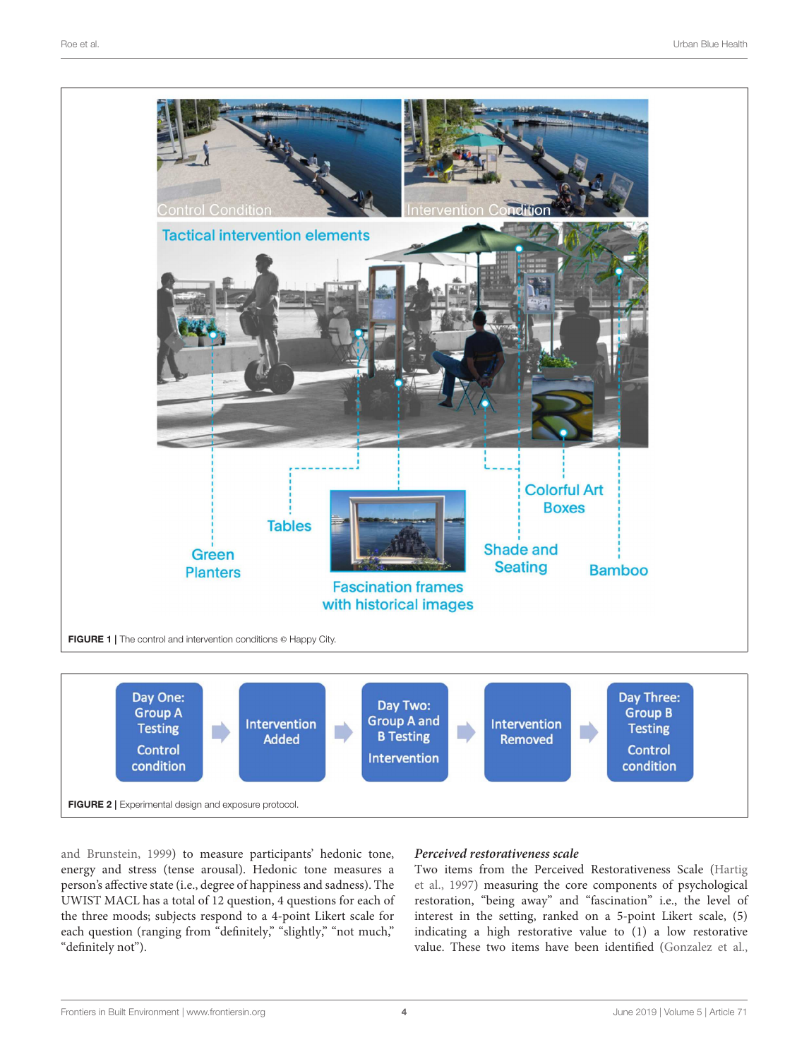FIGURE 1 | The control and intervention conditions © Happy City.

FIGURE 2 | Experimental design and exposure protocol.

and Brunstein, 1999) to measure participants' hedonic tone, energy and stress (tense arousal). Hedonic tone measures a person's affective state (i.e., degree of happiness and sadness). The UWIST MACL has a total of 12 question, 4 questions for each of the three moods; subjects respond to a 4-point Likert scale for each question (ranging from "definitely," "slightly," "not much," "definitely not").

*Perceived restorativeness scale*

Two items from the Perceived Restorativeness Scale (Hartig et al., 1997) measuring the core components of psychological restoration, "being away" and "fascination" i.e., the level of interest in the setting, ranked on a 5-point Likert scale, (5) indicating a high restorative value to (1) a low restorative value. These two items have been identified (Gonzalez et al.,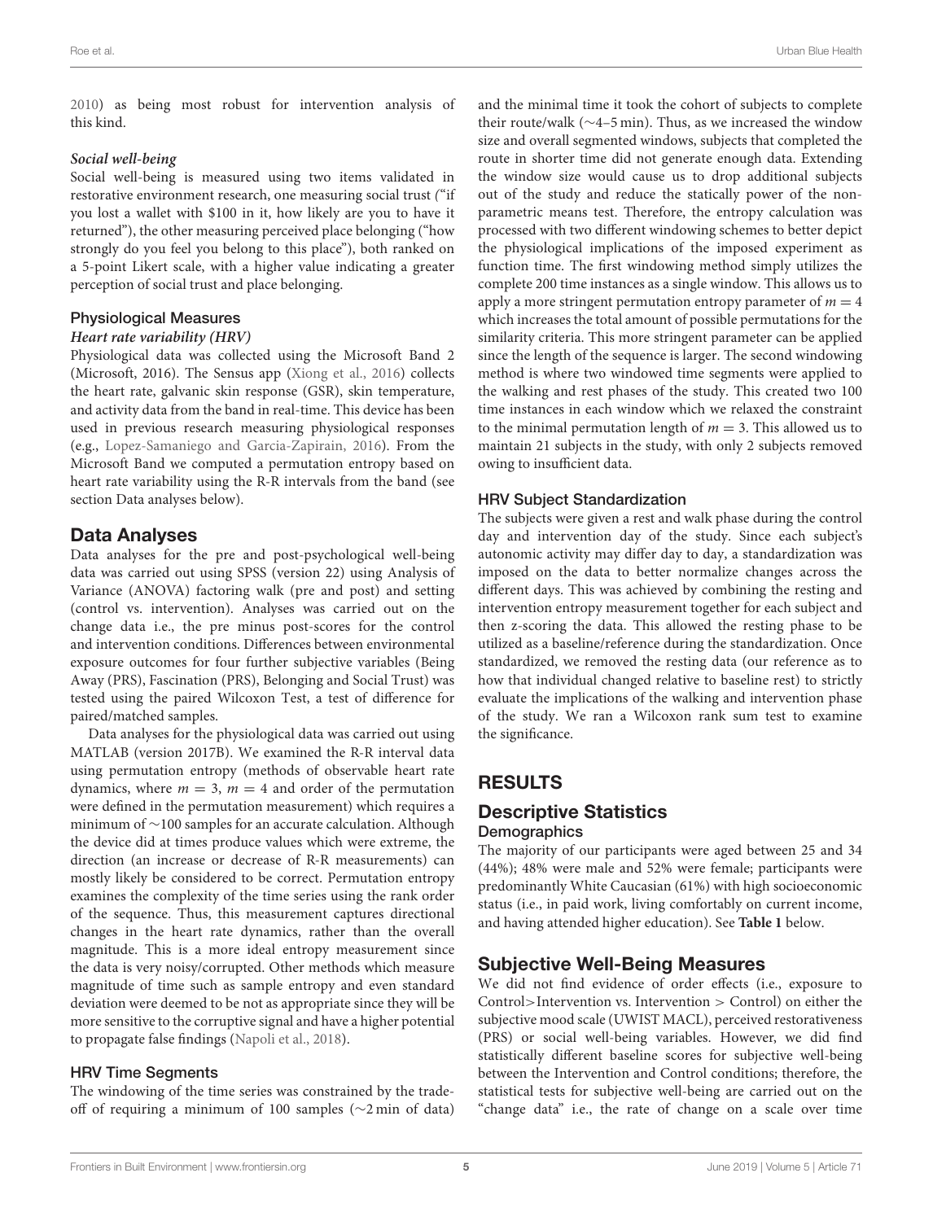2010) as being most robust for intervention analysis of this kind.

***Social well-being***

Social well-being is measured using two items validated in restorative environment research, one measuring social trust ("if you lost a wallet with $100 in it, how likely are you to have it returned"), the other measuring perceived place belonging ("how strongly do you feel you belong to this place"), both ranked on a 5-point Likert scale, with a higher value indicating a greater perception of social trust and place belonging.

### Physiological Measures

***Heart rate variability (HRV)***

Physiological data was collected using the Microsoft Band 2 (Microsoft, 2016). The Sensus app (Xiong et al., 2016) collects the heart rate, galvanic skin response (GSR), skin temperature, and activity data from the band in real-time. This device has been used in previous research measuring physiological responses (e.g., Lopez-Samaniego and Garcia-Zapirain, 2016). From the Microsoft Band we computed a permutation entropy based on heart rate variability using the R-R intervals from the band (see section Data analyses below).

## Data Analyses

Data analyses for the pre and post-psychological well-being data was carried out using SPSS (version 22) using Analysis of Variance (ANOVA) factoring walk (pre and post) and setting (control vs. intervention). Analyses was carried out on the change data i.e., the pre minus post-scores for the control and intervention conditions. Differences between environmental exposure outcomes for four further subjective variables (Being Away (PRS), Fascination (PRS), Belonging and Social Trust) was tested using the paired Wilcoxon Test, a test of difference for paired/matched samples.

Data analyses for the physiological data was carried out using MATLAB (version 2017B). We examined the R-R interval data using permutation entropy (methods of observable heart rate dynamics, where $m = 3$, $m = 4$ and order of the permutation were defined in the permutation measurement) which requires a minimum of ~100 samples for an accurate calculation. Although the device did at times produce values which were extreme, the direction (an increase or decrease of R-R measurements) can mostly likely be considered to be correct. Permutation entropy examines the complexity of the time series using the rank order of the sequence. Thus, this measurement captures directional changes in the heart rate dynamics, rather than the overall magnitude. This is a more ideal entropy measurement since the data is very noisy/corrupted. Other methods which measure magnitude of time such as sample entropy and even standard deviation were deemed to be not as appropriate since they will be more sensitive to the corruptive signal and have a higher potential to propagate false findings (Napoli et al., 2018).

### HRV Time Segments

The windowing of the time series was constrained by the trade-off of requiring a minimum of 100 samples (~2 min of data) and the minimal time it took the cohort of subjects to complete their route/walk (~4–5 min). Thus, as we increased the window size and overall segmented windows, subjects that completed the route in shorter time did not generate enough data. Extending the window size would cause us to drop additional subjects out of the study and reduce the statically power of the non-parametric means test. Therefore, the entropy calculation was processed with two different windowing schemes to better depict the physiological implications of the imposed experiment as function time. The first windowing method simply utilizes the complete 200 time instances as a single window. This allows us to apply a more stringent permutation entropy parameter of $m = 4$ which increases the total amount of possible permutations for the similarity criteria. This more stringent parameter can be applied since the length of the sequence is larger. The second windowing method is where two windowed time segments were applied to the walking and rest phases of the study. This created two 100 time instances in each window which we relaxed the constraint to the minimal permutation length of $m = 3$. This allowed us to maintain 21 subjects in the study, with only 2 subjects removed owing to insufficient data.

### HRV Subject Standardization

The subjects were given a rest and walk phase during the control day and intervention day of the study. Since each subject's autonomic activity may differ day to day, a standardization was imposed on the data to better normalize changes across the different days. This was achieved by combining the resting and intervention entropy measurement together for each subject and then z-scoring the data. This allowed the resting phase to be utilized as a baseline/reference during the standardization. Once standardized, we removed the resting data (our reference as to how that individual changed relative to baseline rest) to strictly evaluate the implications of the walking and intervention phase of the study. We ran a Wilcoxon rank sum test to examine the significance.

# RESULTS

## Descriptive Statistics

### Demographics

The majority of our participants were aged between 25 and 34 (44%); 48% were male and 52% were female; participants were predominantly White Caucasian (61%) with high socioeconomic status (i.e., in paid work, living comfortably on current income, and having attended higher education). See **Table 1** below.

## Subjective Well-Being Measures

We did not find evidence of order effects (i.e., exposure to Control>Intervention vs. Intervention > Control) on either the subjective mood scale (UWIST MACL), perceived restorativeness (PRS) or social well-being variables. However, we did find statistically different baseline scores for subjective well-being between the Intervention and Control conditions; therefore, the statistical tests for subjective well-being are carried out on the "change data" i.e., the rate of change on a scale over time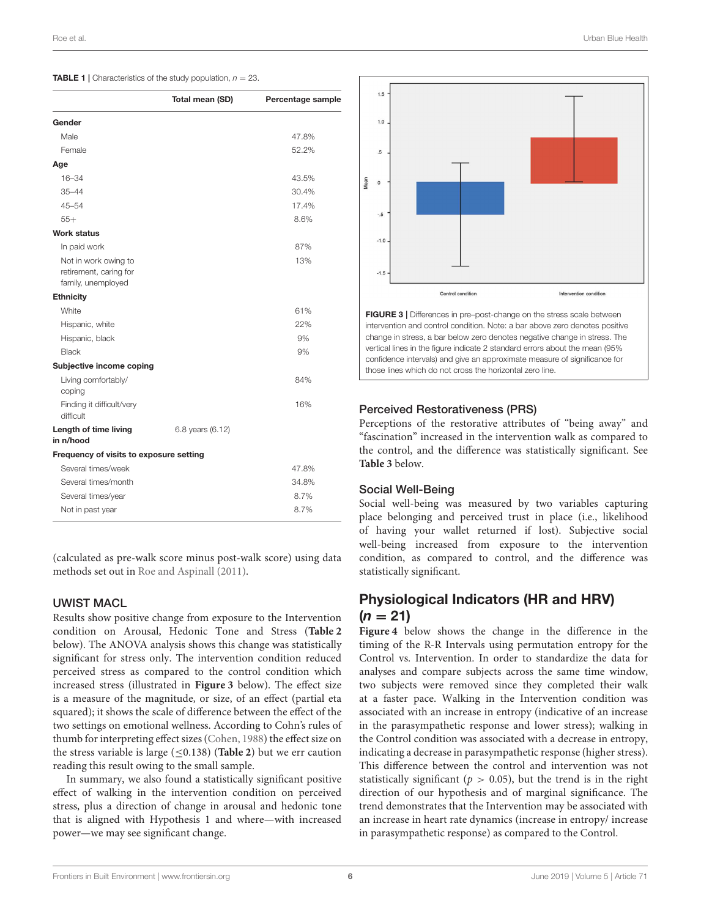**TABLE 1 |** Characteristics of the study population, $n = 23$.

| | Total mean (SD) | Percentage sample |
|---|---|---|
| **Gender** | | |
| Male | | 47.8% |
| Female | | 52.2% |
| **Age** | | |
| 16–34 | | 43.5% |
| 35–44 | | 30.4% |
| 45–54 | | 17.4% |
| 55+ | | 8.6% |
| **Work status** | | |
| In paid work | | 87% |
| Not in work owing to retirement, caring for family, unemployed | | 13% |
| **Ethnicity** | | |
| White | | 61% |
| Hispanic, white | | 22% |
| Hispanic, black | | 9% |
| Black | | 9% |
| **Subjective income coping** | | |
| Living comfortably/ coping | | 84% |
| Finding it difficult/very difficult | | 16% |
| **Length of time living in n/hood** | 6.8 years (6.12) | |
| **Frequency of visits to exposure setting** | | |
| Several times/week | | 47.8% |
| Several times/month | | 34.8% |
| Several times/year | | 8.7% |
| Not in past year | | 8.7% |

(calculated as pre-walk score minus post-walk score) using data methods set out in Roe and Aspinall (2011).

### UWIST MACL

Results show positive change from exposure to the Intervention condition on Arousal, Hedonic Tone and Stress (**Table 2** below). The ANOVA analysis shows this change was statistically significant for stress only. The intervention condition reduced perceived stress as compared to the control condition which increased stress (illustrated in **Figure 3** below). The effect size is a measure of the magnitude, or size, of an effect (partial eta squared); it shows the scale of difference between the effect of the two settings on emotional wellness. According to Cohn's rules of thumb for interpreting effect sizes (Cohen, 1988) the effect size on the stress variable is large ($\leq$0.138) (**Table 2**) but we err caution reading this result owing to the small sample.

In summary, we also found a statistically significant positive effect of walking in the intervention condition on perceived stress, plus a direction of change in arousal and hedonic tone that is aligned with Hypothesis 1 and where—with increased power—we may see significant change.

**FIGURE 3 |** Differences in pre–post-change on the stress scale between intervention and control condition. Note: a bar above zero denotes positive change in stress, a bar below zero denotes negative change in stress. The vertical lines in the figure indicate 2 standard errors about the mean (95% confidence intervals) and give an approximate measure of significance for those lines which do not cross the horizontal zero line.

### Perceived Restorativeness (PRS)

Perceptions of the restorative attributes of "being away" and "fascination" increased in the intervention walk as compared to the control, and the difference was statistically significant. See **Table 3** below.

### Social Well-Being

Social well-being was measured by two variables capturing place belonging and perceived trust in place (i.e., likelihood of having your wallet returned if lost). Subjective social well-being increased from exposure to the intervention condition, as compared to control, and the difference was statistically significant.

## Physiological Indicators (HR and HRV) ($n = 21$)

**Figure 4** below shows the change in the difference in the timing of the R-R Intervals using permutation entropy for the Control vs. Intervention. In order to standardize the data for analyses and compare subjects across the same time window, two subjects were removed since they completed their walk at a faster pace. Walking in the Intervention condition was associated with an increase in entropy (indicative of an increase in the parasympathetic response and lower stress); walking in the Control condition was associated with a decrease in entropy, indicating a decrease in parasympathetic response (higher stress). This difference between the control and intervention was not statistically significant ($p > 0.05$), but the trend is in the right direction of our hypothesis and of marginal significance. The trend demonstrates that the Intervention may be associated with an increase in heart rate dynamics (increase in entropy/ increase in parasympathetic response) as compared to the Control.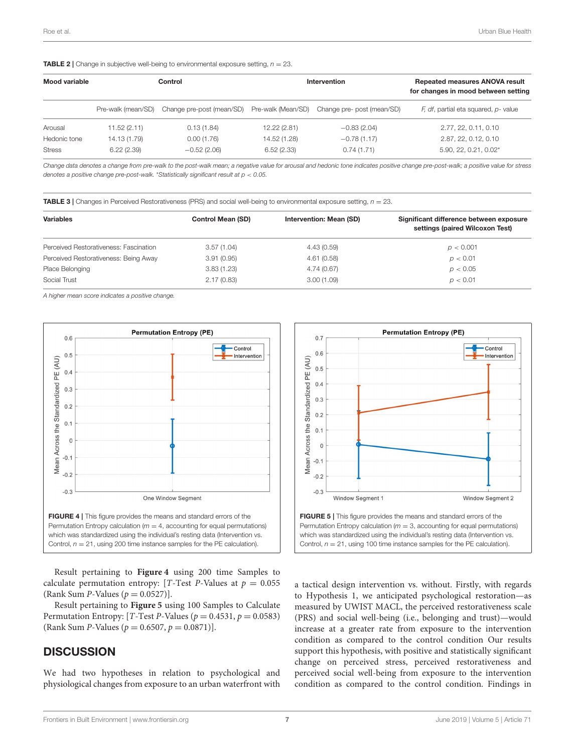**TABLE 2 |** Change in subjective well-being to environmental exposure setting, $n = 23$.

| Mood variable | Control | | Intervention | | Repeated measures ANOVA result for changes in mood between setting |
|---|---|---|---|---|---|
| | Pre-walk (mean/SD) | Change pre-post (mean/SD) | Pre-walk (Mean/SD) | Change pre- post (mean/SD) | *F*, *df*, partial eta squared, *p*- value |
| Arousal | 11.52 (2.11) | 0.13 (1.84) | 12.22 (2.81) | −0.83 (2.04) | 2.77, 22, 0.11, 0.10 |
| Hedonic tone | 14.13 (1.79) | 0.00 (1.76) | 14.52 (1.28) | −0.78 (1.17) | 2.87, 22, 0.12, 0.10 |
| Stress | 6.22 (2.39) | −0.52 (2.06) | 6.52 (2.33) | 0.74 (1.71) | 5.90, 22, 0.21, 0.02* |

*Change data denotes a change from pre-walk to the post-walk mean; a negative value for arousal and hedonic tone indicates positive change pre-post-walk; a positive value for stress denotes a positive change pre-post-walk. *Statistically significant result at $p < 0.05$.*

**TABLE 3 |** Changes in Perceived Restorativeness (PRS) and social well-being to environmental exposure setting, $n = 23$.

| Variables | Control Mean (SD) | Intervention: Mean (SD) | Significant difference between exposure settings (paired Wilcoxon Test) |
|---|---|---|---|
| Perceived Restorativeness: Fascination | 3.57 (1.04) | 4.43 (0.59) | $p < 0.001$ |
| Perceived Restorativeness: Being Away | 3.91 (0.95) | 4.61 (0.58) | $p < 0.01$ |
| Place Belonging | 3.83 (1.23) | 4.74 (0.67) | $p < 0.05$ |
| Social Trust | 2.17 (0.83) | 3.00 (1.09) | $p < 0.01$ |

*A higher mean score indicates a positive change.*

**FIGURE 4 |** This figure provides the means and standard errors of the Permutation Entropy calculation ($m = 4$, accounting for equal permutations) which was standardized using the individual's resting data (Intervention vs. Control, $n = 21$, using 200 time instance samples for the PE calculation).

**FIGURE 5 |** This figure provides the means and standard errors of the Permutation Entropy calculation ($m = 3$, accounting for equal permutations) which was standardized using the individual's resting data (Intervention vs. Control, $n = 21$, using 100 time instance samples for the PE calculation).

Result pertaining to **Figure 4** using 200 time Samples to calculate permutation entropy: [*T*-Test *P*-Values at $p = 0.055$ (Rank Sum *P*-Values ($p = 0.0527$)].

Result pertaining to **Figure 5** using 100 Samples to Calculate Permutation Entropy: [*T*-Test *P*-Values ($p = 0.4531$, $p = 0.0583$) (Rank Sum *P*-Values ($p = 0.6507$, $p = 0.0871$)].

## DISCUSSION

We had two hypotheses in relation to psychological and physiological changes from exposure to an urban waterfront with a tactical design intervention vs. without. Firstly, with regards to Hypothesis 1, we anticipated psychological restoration—as measured by UWIST MACL, the perceived restorativeness scale (PRS) and social well-being (i.e., belonging and trust)—would increase at a greater rate from exposure to the intervention condition as compared to the control condition Our results support this hypothesis, with positive and statistically significant change on perceived stress, perceived restorativeness and perceived social well-being from exposure to the intervention condition as compared to the control condition. Findings in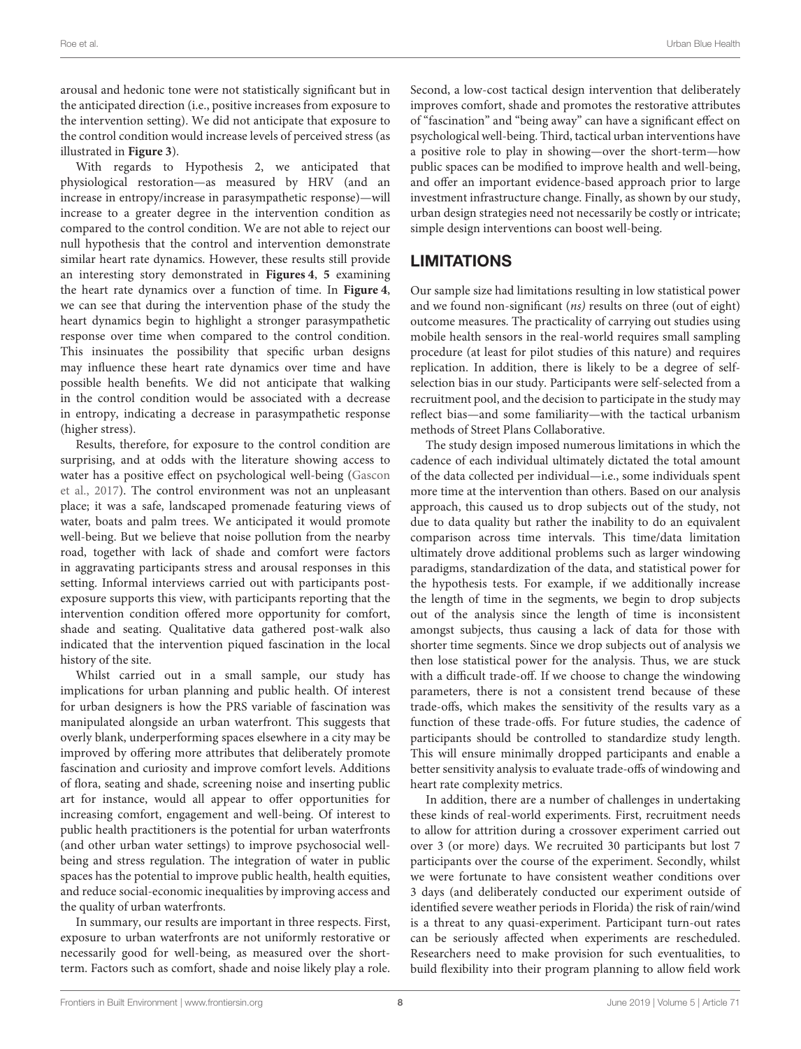arousal and hedonic tone were not statistically significant but in the anticipated direction (i.e., positive increases from exposure to the intervention setting). We did not anticipate that exposure to the control condition would increase levels of perceived stress (as illustrated in **Figure 3**).

With regards to Hypothesis 2, we anticipated that physiological restoration—as measured by HRV (and an increase in entropy/increase in parasympathetic response)—will increase to a greater degree in the intervention condition as compared to the control condition. We are not able to reject our null hypothesis that the control and intervention demonstrate similar heart rate dynamics. However, these results still provide an interesting story demonstrated in **Figures 4**, **5** examining the heart rate dynamics over a function of time. In **Figure 4**, we can see that during the intervention phase of the study the heart dynamics begin to highlight a stronger parasympathetic response over time when compared to the control condition. This insinuates the possibility that specific urban designs may influence these heart rate dynamics over time and have possible health benefits. We did not anticipate that walking in the control condition would be associated with a decrease in entropy, indicating a decrease in parasympathetic response (higher stress).

Results, therefore, for exposure to the control condition are surprising, and at odds with the literature showing access to water has a positive effect on psychological well-being (Gascon et al., 2017). The control environment was not an unpleasant place; it was a safe, landscaped promenade featuring views of water, boats and palm trees. We anticipated it would promote well-being. But we believe that noise pollution from the nearby road, together with lack of shade and comfort were factors in aggravating participants stress and arousal responses in this setting. Informal interviews carried out with participants post-exposure supports this view, with participants reporting that the intervention condition offered more opportunity for comfort, shade and seating. Qualitative data gathered post-walk also indicated that the intervention piqued fascination in the local history of the site.

Whilst carried out in a small sample, our study has implications for urban planning and public health. Of interest for urban designers is how the PRS variable of fascination was manipulated alongside an urban waterfront. This suggests that overly blank, underperforming spaces elsewhere in a city may be improved by offering more attributes that deliberately promote fascination and curiosity and improve comfort levels. Additions of flora, seating and shade, screening noise and inserting public art for instance, would all appear to offer opportunities for increasing comfort, engagement and well-being. Of interest to public health practitioners is the potential for urban waterfronts (and other urban water settings) to improve psychosocial well-being and stress regulation. The integration of water in public spaces has the potential to improve public health, health equities, and reduce social-economic inequalities by improving access and the quality of urban waterfronts.

In summary, our results are important in three respects. First, exposure to urban waterfronts are not uniformly restorative or necessarily good for well-being, as measured over the short-term. Factors such as comfort, shade and noise likely play a role. Second, a low-cost tactical design intervention that deliberately improves comfort, shade and promotes the restorative attributes of "fascination" and "being away" can have a significant effect on psychological well-being. Third, tactical urban interventions have a positive role to play in showing—over the short-term—how public spaces can be modified to improve health and well-being, and offer an important evidence-based approach prior to large investment infrastructure change. Finally, as shown by our study, urban design strategies need not necessarily be costly or intricate; simple design interventions can boost well-being.

## LIMITATIONS

Our sample size had limitations resulting in low statistical power and we found non-significant (*ns)* results on three (out of eight) outcome measures. The practicality of carrying out studies using mobile health sensors in the real-world requires small sampling procedure (at least for pilot studies of this nature) and requires replication. In addition, there is likely to be a degree of self-selection bias in our study. Participants were self-selected from a recruitment pool, and the decision to participate in the study may reflect bias—and some familiarity—with the tactical urbanism methods of Street Plans Collaborative.

The study design imposed numerous limitations in which the cadence of each individual ultimately dictated the total amount of the data collected per individual—i.e., some individuals spent more time at the intervention than others. Based on our analysis approach, this caused us to drop subjects out of the study, not due to data quality but rather the inability to do an equivalent comparison across time intervals. This time/data limitation ultimately drove additional problems such as larger windowing paradigms, standardization of the data, and statistical power for the hypothesis tests. For example, if we additionally increase the length of time in the segments, we begin to drop subjects out of the analysis since the length of time is inconsistent amongst subjects, thus causing a lack of data for those with shorter time segments. Since we drop subjects out of analysis we then lose statistical power for the analysis. Thus, we are stuck with a difficult trade-off. If we choose to change the windowing parameters, there is not a consistent trend because of these trade-offs, which makes the sensitivity of the results vary as a function of these trade-offs. For future studies, the cadence of participants should be controlled to standardize study length. This will ensure minimally dropped participants and enable a better sensitivity analysis to evaluate trade-offs of windowing and heart rate complexity metrics.

In addition, there are a number of challenges in undertaking these kinds of real-world experiments. First, recruitment needs to allow for attrition during a crossover experiment carried out over 3 (or more) days. We recruited 30 participants but lost 7 participants over the course of the experiment. Secondly, whilst we were fortunate to have consistent weather conditions over 3 days (and deliberately conducted our experiment outside of identified severe weather periods in Florida) the risk of rain/wind is a threat to any quasi-experiment. Participant turn-out rates can be seriously affected when experiments are rescheduled. Researchers need to make provision for such eventualities, to build flexibility into their program planning to allow field work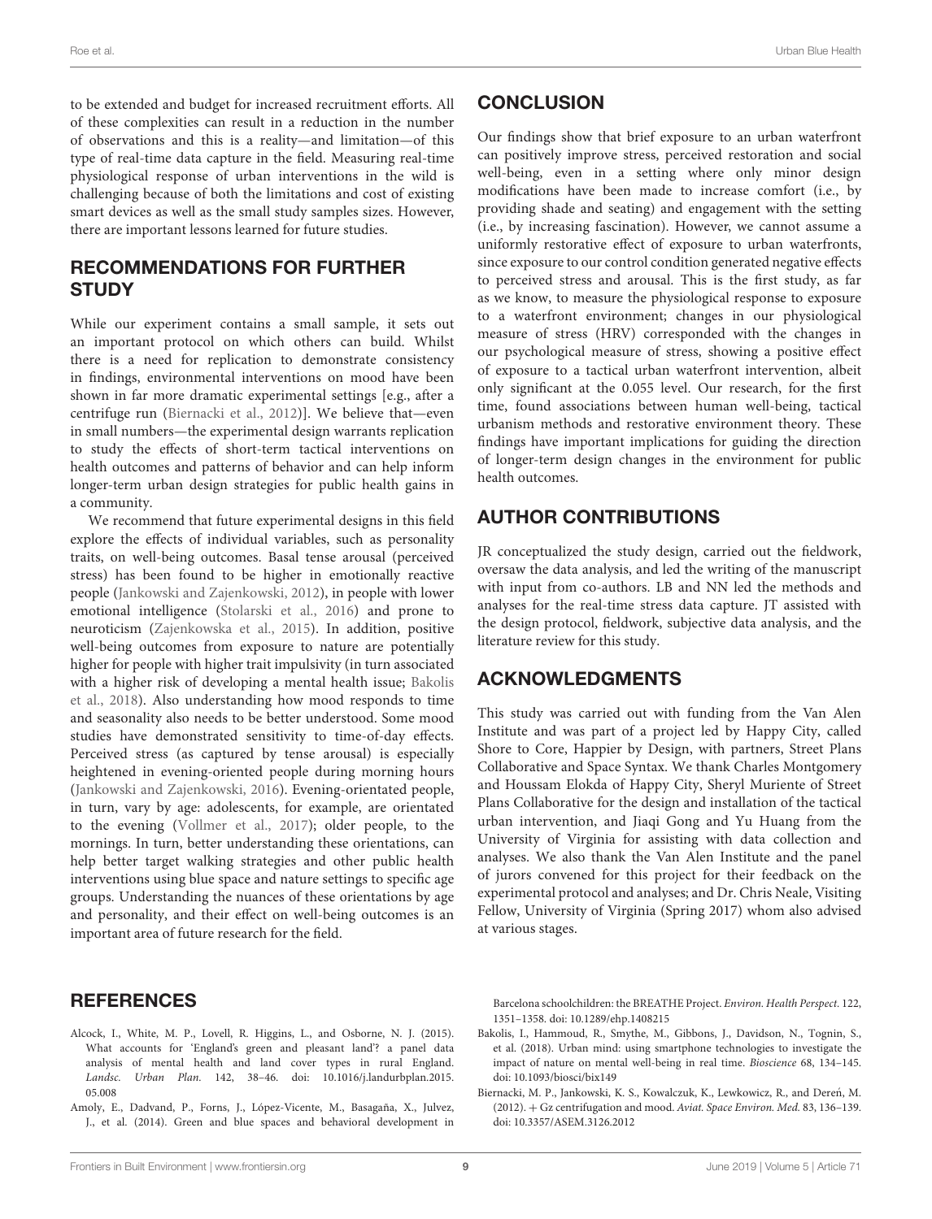to be extended and budget for increased recruitment efforts. All of these complexities can result in a reduction in the number of observations and this is a reality—and limitation—of this type of real-time data capture in the field. Measuring real-time physiological response of urban interventions in the wild is challenging because of both the limitations and cost of existing smart devices as well as the small study samples sizes. However, there are important lessons learned for future studies.

## RECOMMENDATIONS FOR FURTHER STUDY

While our experiment contains a small sample, it sets out an important protocol on which others can build. Whilst there is a need for replication to demonstrate consistency in findings, environmental interventions on mood have been shown in far more dramatic experimental settings [e.g., after a centrifuge run (Biernacki et al., 2012)]. We believe that—even in small numbers—the experimental design warrants replication to study the effects of short-term tactical interventions on health outcomes and patterns of behavior and can help inform longer-term urban design strategies for public health gains in a community.

We recommend that future experimental designs in this field explore the effects of individual variables, such as personality traits, on well-being outcomes. Basal tense arousal (perceived stress) has been found to be higher in emotionally reactive people (Jankowski and Zajenkowski, 2012), in people with lower emotional intelligence (Stolarski et al., 2016) and prone to neuroticism (Zajenkowska et al., 2015). In addition, positive well-being outcomes from exposure to nature are potentially higher for people with higher trait impulsivity (in turn associated with a higher risk of developing a mental health issue; Bakolis et al., 2018). Also understanding how mood responds to time and seasonality also needs to be better understood. Some mood studies have demonstrated sensitivity to time-of-day effects. Perceived stress (as captured by tense arousal) is especially heightened in evening-oriented people during morning hours (Jankowski and Zajenkowski, 2016). Evening-orientated people, in turn, vary by age: adolescents, for example, are orientated to the evening (Vollmer et al., 2017); older people, to the mornings. In turn, better understanding these orientations, can help better target walking strategies and other public health interventions using blue space and nature settings to specific age groups. Understanding the nuances of these orientations by age and personality, and their effect on well-being outcomes is an important area of future research for the field.

## CONCLUSION

Our findings show that brief exposure to an urban waterfront can positively improve stress, perceived restoration and social well-being, even in a setting where only minor design modifications have been made to increase comfort (i.e., by providing shade and seating) and engagement with the setting (i.e., by increasing fascination). However, we cannot assume a uniformly restorative effect of exposure to urban waterfronts, since exposure to our control condition generated negative effects to perceived stress and arousal. This is the first study, as far as we know, to measure the physiological response to exposure to a waterfront environment; changes in our physiological measure of stress (HRV) corresponded with the changes in our psychological measure of stress, showing a positive effect of exposure to a tactical urban waterfront intervention, albeit only significant at the 0.055 level. Our research, for the first time, found associations between human well-being, tactical urbanism methods and restorative environment theory. These findings have important implications for guiding the direction of longer-term design changes in the environment for public health outcomes.

## AUTHOR CONTRIBUTIONS

JR conceptualized the study design, carried out the fieldwork, oversaw the data analysis, and led the writing of the manuscript with input from co-authors. LB and NN led the methods and analyses for the real-time stress data capture. JT assisted with the design protocol, fieldwork, subjective data analysis, and the literature review for this study.

## ACKNOWLEDGMENTS

This study was carried out with funding from the Van Alen Institute and was part of a project led by Happy City, called Shore to Core, Happier by Design, with partners, Street Plans Collaborative and Space Syntax. We thank Charles Montgomery and Houssam Elokda of Happy City, Sheryl Muriente of Street Plans Collaborative for the design and installation of the tactical urban intervention, and Jiaqi Gong and Yu Huang from the University of Virginia for assisting with data collection and analyses. We also thank the Van Alen Institute and the panel of jurors convened for this project for their feedback on the experimental protocol and analyses; and Dr. Chris Neale, Visiting Fellow, University of Virginia (Spring 2017) whom also advised at various stages.

## REFERENCES

Alcock, I., White, M. P., Lovell, R. Higgins, L., and Osborne, N. J. (2015). What accounts for 'England's green and pleasant land'? a panel data analysis of mental health and land cover types in rural England. *Landsc. Urban Plan.* 142, 38–46. doi: 10.1016/j.landurbplan.2015.05.008

Amoly, E., Dadvand, P., Forns, J., López-Vicente, M., Basagaña, X., Julvez, J., et al. (2014). Green and blue spaces and behavioral development in Barcelona schoolchildren: the BREATHE Project. *Environ. Health Perspect.* 122, 1351–1358. doi: 10.1289/ehp.1408215

Bakolis, I., Hammoud, R., Smythe, M., Gibbons, J., Davidson, N., Tognin, S., et al. (2018). Urban mind: using smartphone technologies to investigate the impact of nature on mental well-being in real time. *Bioscience* 68, 134–145. doi: 10.1093/biosci/bix149

Biernacki, M. P., Jankowski, K. S., Kowalczuk, K., Lewkowicz, R., and Dereń, M. (2012). + Gz centrifugation and mood. *Aviat. Space Environ. Med.* 83, 136–139. doi: 10.3357/ASEM.3126.2012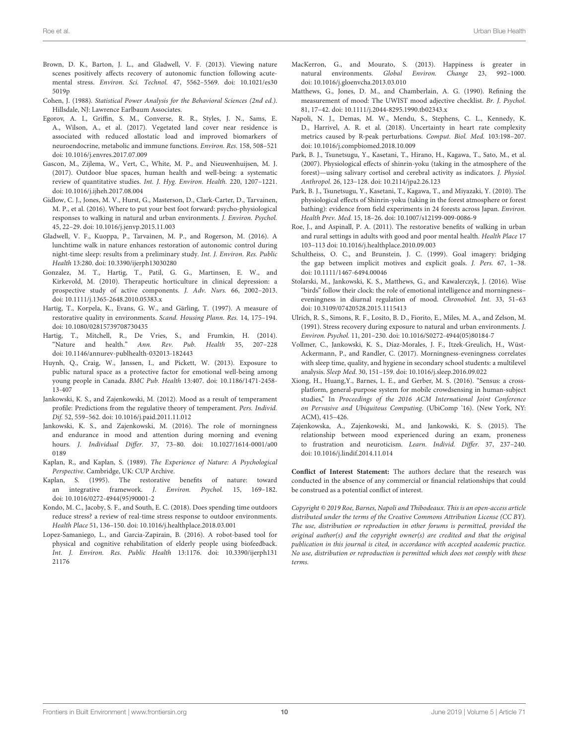Brown, D. K., Barton, J. L., and Gladwell, V. F. (2013). Viewing nature scenes positively affects recovery of autonomic function following acute-mental stress. *Environ. Sci. Technol.* 47, 5562–5569. doi: 10.1021/es305019p

Cohen, J. (1988). *Statistical Power Analysis for the Behavioral Sciences (2nd ed.)*. Hillsdale, NJ: Lawrence Earlbaum Associates.

Egorov, A. I., Griffin, S. M., Converse, R. R., Styles, J. N., Sams, E. A., Wilson, A., et al. (2017). Vegetated land cover near residence is associated with reduced allostatic load and improved biomarkers of neuroendocrine, metabolic and immune functions. *Environ. Res.* 158, 508–521 doi: 10.1016/j.envres.2017.07.009

Gascon, M., Zijlema, W., Vert, C., White, M. P., and Nieuwenhuijsen, M. J. (2017). Outdoor blue spaces, human health and well-being: a systematic review of quantitative studies. *Int. J. Hyg. Environ. Health.* 220, 1207–1221. doi: 10.1016/j.ijheh.2017.08.004

Gidlow, C. J., Jones, M. V., Hurst, G., Masterson, D., Clark-Carter, D., Tarvainen, M. P., et al. (2016). Where to put your best foot forward: psycho-physiological responses to walking in natural and urban environments. *J. Environ. Psychol.* 45, 22–29. doi: 10.1016/j.jenvp.2015.11.003

Gladwell, V. F., Kuoppa, P., Tarvainen, M. P., and Rogerson, M. (2016). A lunchtime walk in nature enhances restoration of autonomic control during night-time sleep: results from a preliminary study. *Int. J. Environ. Res. Public Health* 13:280. doi: 10.3390/ijerph13030280

Gonzalez, M. T., Hartig, T., Patil, G. G., Martinsen, E. W., and Kirkevold, M. (2010). Therapeutic horticulture in clinical depression: a prospective study of active components. *J. Adv. Nurs.* 66, 2002–2013. doi: 10.1111/j.1365-2648.2010.05383.x

Hartig, T., Korpela, K., Evans, G. W., and Gärling, T. (1997). A measure of restorative quality in environments. *Scand. Housing Plann. Res.* 14, 175–194. doi: 10.1080/02815739708730435

Hartig, T., Mitchell, R., De Vries, S., and Frumkin, H. (2014). "Nature and health." *Ann. Rev. Pub. Health* 35, 207–228 doi: 10.1146/annurev-publhealth-032013-182443

Huynh, Q., Craig, W., Janssen, I., and Pickett, W. (2013). Exposure to public natural space as a protective factor for emotional well-being among young people in Canada. *BMC Pub. Health* 13:407. doi: 10.1186/1471-2458-13-407

Jankowski, K. S., and Zajenkowski, M. (2012). Mood as a result of temperament profile: Predictions from the regulative theory of temperament. *Pers. Individ. Dif.* 52, 559–562. doi: 10.1016/j.paid.2011.11.012

Jankowski, K. S., and Zajenkowski, M. (2016). The role of morningness and endurance in mood and attention during morning and evening hours. *J. Individual Differ.* 37, 73–80. doi: 10.1027/1614-0001/a000189

Kaplan, R., and Kaplan, S. (1989). *The Experience of Nature: A Psychological Perspective*. Cambridge, UK: CUP Archive.

Kaplan, S. (1995). The restorative benefits of nature: toward an integrative framework. *J. Environ. Psychol.* 15, 169–182. doi: 10.1016/0272-4944(95)90001-2

Kondo, M. C., Jacoby, S. F., and South, E. C. (2018). Does spending time outdoors reduce stress? a review of real-time stress response to outdoor environments. *Health Place* 51, 136–150. doi: 10.1016/j.healthplace.2018.03.001

Lopez-Samaniego, L., and Garcia-Zapirain, B. (2016). A robot-based tool for physical and cognitive rehabilitation of elderly people using biofeedback. *Int. J. Environ. Res. Public Health* 13:1176. doi: 10.3390/ijerph13121176

MacKerron, G., and Mourato, S. (2013). Happiness is greater in natural environments. *Global Environ. Change* 23, 992–1000. doi: 10.1016/j.gloenvcha.2013.03.010

Matthews, G., Jones, D. M., and Chamberlain, A. G. (1990). Refining the measurement of mood: The UWIST mood adjective checklist. *Br. J. Psychol.* 81, 17–42. doi: 10.1111/j.2044-8295.1990.tb02343.x

Napoli, N. J., Demas, M. W., Mendu, S., Stephens, C. L., Kennedy, K. D., Harrivel, A. R. et al. (2018). Uncertainty in heart rate complexity metrics caused by R-peak perturbations. *Comput. Biol. Med.* 103:198–207. doi: 10.1016/j.compbiomed.2018.10.009

Park, B. J., Tsunetsugu, Y., Kasetani, T., Hirano, H., Kagawa, T., Sato, M., et al. (2007). Physiological effects of shinrin-yoku (taking in the atmosphere of the forest)—using salivary cortisol and cerebral activity as indicators. *J. Physiol. Anthropol.* 26, 123–128. doi: 10.2114/jpa2.26.123

Park, B. J., Tsunetsugu, Y., Kasetani, T., Kagawa, T., and Miyazaki, Y. (2010). The physiological effects of Shinrin-yoku (taking in the forest atmosphere or forest bathing): evidence from field experiments in 24 forests across Japan. *Environ. Health Prev. Med.* 15, 18–26. doi: 10.1007/s12199-009-0086-9

Roe, J., and Aspinall, P. A. (2011). The restorative benefits of walking in urban and rural settings in adults with good and poor mental health. *Health Place* 17 103–113 doi: 10.1016/j.healthplace.2010.09.003

Schultheiss, O. C., and Brunstein, J. C. (1999). Goal imagery: bridging the gap between implicit motives and explicit goals. *J. Pers.* 67, 1–38. doi: 10.1111/1467-6494.00046

Stolarski, M., Jankowski, K. S., Matthews, G., and Kawalerczyk, J. (2016). Wise "birds" follow their clock: the role of emotional intelligence and morningness–eveningness in diurnal regulation of mood. *Chronobiol. Int.* 33, 51–63 doi: 10.3109/07420528.2015.1115413

Ulrich, R. S., Simons, R. F., Losito, B. D., Fiorito, E., Miles, M. A., and Zelson, M. (1991). Stress recovery during exposure to natural and urban environments. *J. Environ. Psychol.* 11, 201–230. doi: 10.1016/S0272-4944(05)80184-7

Vollmer, C., Jankowski, K. S., Díaz-Morales, J. F., Itzek-Greulich, H., Wüst-Ackermann, P., and Randler, C. (2017). Morningness-eveningness correlates with sleep time, quality, and hygiene in secondary school students: a multilevel analysis. *Sleep Med*. 30, 151–159. doi: 10.1016/j.sleep.2016.09.022

Xiong, H., Huang,Y., Barnes, L. E., and Gerber, M. S. (2016). "Sensus: a cross-platform, general-purpose system for mobile crowdsensing in human-subject studies," In *Proceedings of the 2016 ACM International Joint Conference on Pervasive and Ubiquitous Computing*. (UbiComp '16). (New York, NY: ACM), 415–426.

Zajenkowska, A., Zajenkowski, M., and Jankowski, K. S. (2015). The relationship between mood experienced during an exam, proneness to frustration and neuroticism. *Learn. Individ. Differ.* 37, 237–240. doi: 10.1016/j.lindif.2014.11.014

**Conflict of Interest Statement:** The authors declare that the research was conducted in the absence of any commercial or financial relationships that could be construed as a potential conflict of interest.

*Copyright © 2019 Roe, Barnes, Napoli and Thibodeaux. This is an open-access article distributed under the terms of the Creative Commons Attribution License (CC BY). The use, distribution or reproduction in other forums is permitted, provided the original author(s) and the copyright owner(s) are credited and that the original publication in this journal is cited, in accordance with accepted academic practice. No use, distribution or reproduction is permitted which does not comply with these terms.*